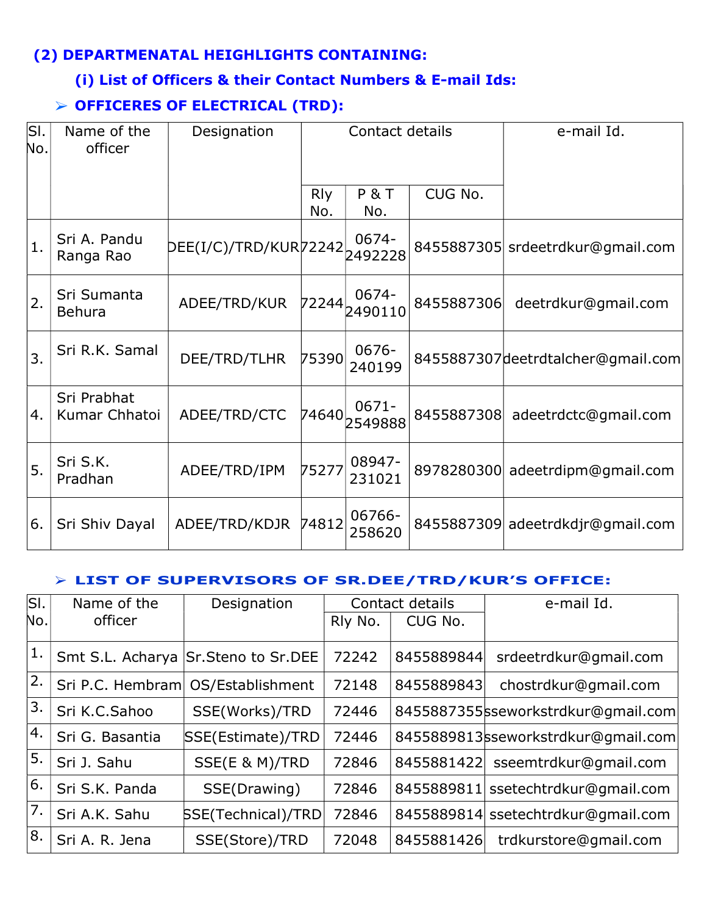## (2) DEPARTMENATAL HEIGHLIGHTS CONTAINING:

### (i) List of Officers & their Contact Numbers & E-mail Ids:

➢ **OFFICERES OF ELECTRICAL (TRD):**

| Sl. No. | Name of the officer | Designation | Contact details | | | e-mail Id. |
|---|---|---|---|---|---|---|
| | | | Rly No. | P & T No. | CUG No. | |
| 1. | Sri A. Pandu Ranga Rao | DEE(I/C)/TRD/KUR | 72242 | 0674-2492228 | 8455887305 | srdeetrdkur@gmail.com |
| 2. | Sri Sumanta Behura | ADEE/TRD/KUR | 72244 | 0674-2490110 | 8455887306 | deetrdkur@gmail.com |
| 3. | Sri R.K. Samal | DEE/TRD/TLHR | 75390 | 0676-240199 | 8455887307 | deetrdtalcher@gmail.com |
| 4. | Sri Prabhat Kumar Chhatoi | ADEE/TRD/CTC | 74640 | 0671-2549888 | 8455887308 | adeetrdctc@gmail.com |
| 5. | Sri S.K. Pradhan | ADEE/TRD/IPM | 75277 | 08947-231021 | 8978280300 | adeetrdipm@gmail.com |
| 6. | Sri Shiv Dayal | ADEE/TRD/KDJR | 74812 | 06766-258620 | 8455887309 | adeetrdkdjr@gmail.com |

➢ **LIST OF SUPERVISORS OF SR.DEE/TRD/KUR'S OFFICE:**

| Sl. No. | Name of the officer | Designation | Contact details | | e-mail Id. |
|---|---|---|---|---|---|
| | | | Rly No. | CUG No. | |
| 1. | Smt S.L. Acharya | Sr.Steno to Sr.DEE | 72242 | 8455889844 | srdeetrdkur@gmail.com |
| 2. | Sri P.C. Hembram | OS/Establishment | 72148 | 8455889843 | chostrdkur@gmail.com |
| 3. | Sri K.C.Sahoo | SSE(Works)/TRD | 72446 | 8455887355 | sseworkstrdkur@gmail.com |
| 4. | Sri G. Basantia | SSE(Estimate)/TRD | 72446 | 8455889813 | sseworkstrdkur@gmail.com |
| 5. | Sri J. Sahu | SSE(E & M)/TRD | 72846 | 8455881422 | sseemtrdkur@gmail.com |
| 6. | Sri S.K. Panda | SSE(Drawing) | 72846 | 8455889811 | ssetechtrdkur@gmail.com |
| 7. | Sri A.K. Sahu | SSE(Technical)/TRD | 72846 | 8455889814 | ssetechtrdkur@gmail.com |
| 8. | Sri A. R. Jena | SSE(Store)/TRD | 72048 | 8455881426 | trdkurstore@gmail.com |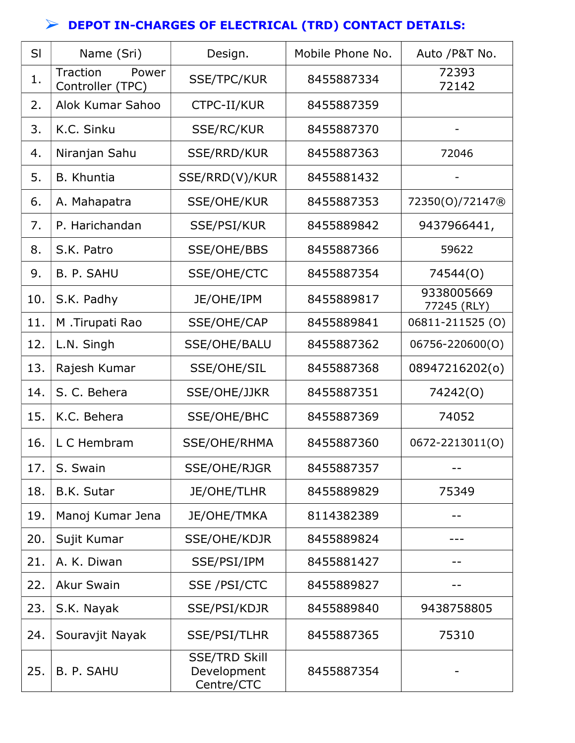## ➢ DEPOT IN-CHARGES OF ELECTRICAL (TRD) CONTACT DETAILS:

| Sl | Name (Sri) | Design. | Mobile Phone No. | Auto /P&T No. |
|---|---|---|---|---|
| 1. | Traction Power Controller (TPC) | SSE/TPC/KUR | 8455887334 | 72393<br>72142 |
| 2. | Alok Kumar Sahoo | CTPC-II/KUR | 8455887359 | |
| 3. | K.C. Sinku | SSE/RC/KUR | 8455887370 | - |
| 4. | Niranjan Sahu | SSE/RRD/KUR | 8455887363 | 72046 |
| 5. | B. Khuntia | SSE/RRD(V)/KUR | 8455881432 | - |
| 6. | A. Mahapatra | SSE/OHE/KUR | 8455887353 | 72350(O)/72147® |
| 7. | P. Harichandan | SSE/PSI/KUR | 8455889842 | 9437966441, |
| 8. | S.K. Patro | SSE/OHE/BBS | 8455887366 | 59622 |
| 9. | B. P. SAHU | SSE/OHE/CTC | 8455887354 | 74544(O) |
| 10. | S.K. Padhy | JE/OHE/IPM | 8455889817 | 9338005669<br>77245 (RLY) |
| 11. | M .Tirupati Rao | SSE/OHE/CAP | 8455889841 | 06811-211525 (O) |
| 12. | L.N. Singh | SSE/OHE/BALU | 8455887362 | 06756-220600(O) |
| 13. | Rajesh Kumar | SSE/OHE/SIL | 8455887368 | 08947216202(o) |
| 14. | S. C. Behera | SSE/OHE/JJKR | 8455887351 | 74242(O) |
| 15. | K.C. Behera | SSE/OHE/BHC | 8455887369 | 74052 |
| 16. | L C Hembram | SSE/OHE/RHMA | 8455887360 | 0672-2213011(O) |
| 17. | S. Swain | SSE/OHE/RJGR | 8455887357 | -- |
| 18. | B.K. Sutar | JE/OHE/TLHR | 8455889829 | 75349 |
| 19. | Manoj Kumar Jena | JE/OHE/TMKA | 8114382389 | -- |
| 20. | Sujit Kumar | SSE/OHE/KDJR | 8455889824 | --- |
| 21. | A. K. Diwan | SSE/PSI/IPM | 8455881427 | -- |
| 22. | Akur Swain | SSE /PSI/CTC | 8455889827 | -- |
| 23. | S.K. Nayak | SSE/PSI/KDJR | 8455889840 | 9438758805 |
| 24. | Souravjit Nayak | SSE/PSI/TLHR | 8455887365 | 75310 |
| 25. | B. P. SAHU | SSE/TRD Skill Development Centre/CTC | 8455887354 | - |